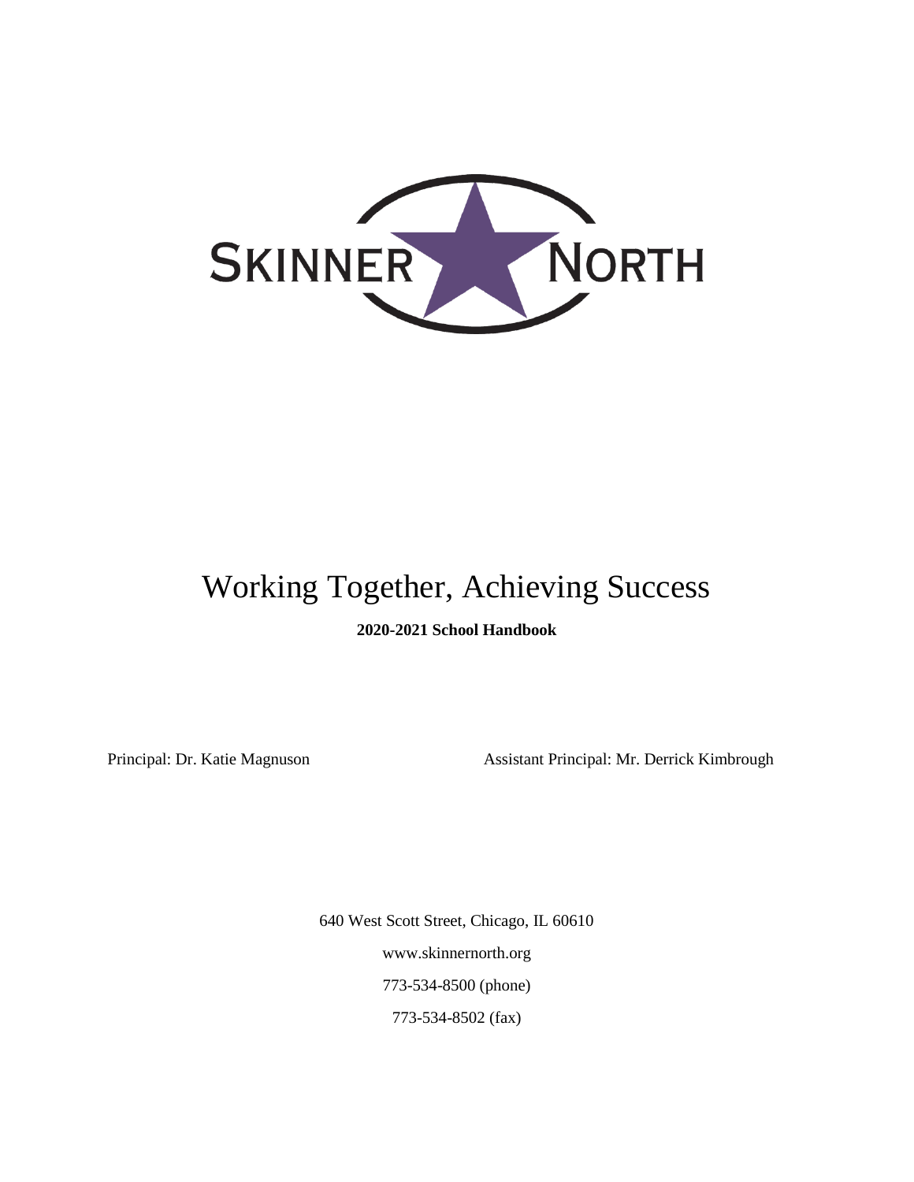SKINNER NORTH

# Working Together, Achieving Success

**2020-2021 School Handbook**

Principal: Dr. Katie Magnuson

Assistant Principal: Mr. Derrick Kimbrough

640 West Scott Street, Chicago, IL 60610

www.skinnernorth.org

773-534-8500 (phone)

773-534-8502 (fax)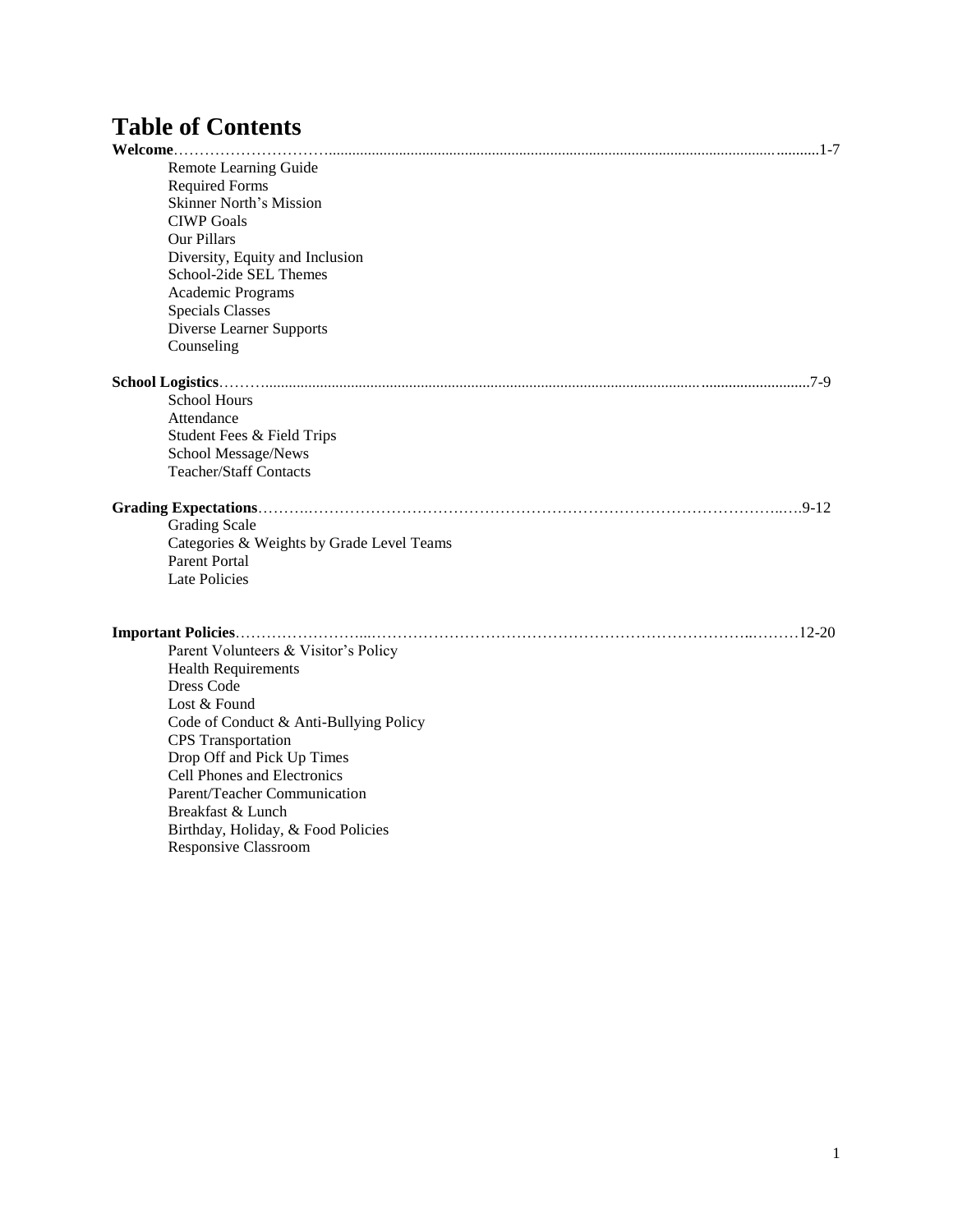# Table of Contents

**Welcome**......................................................................................................................................1-7

- Remote Learning Guide
- Required Forms
- Skinner North's Mission
- CIWP Goals
- Our Pillars
- Diversity, Equity and Inclusion
- School-2ide SEL Themes
- Academic Programs
- Specials Classes
- Diverse Learner Supports
- Counseling

**School Logistics**..............................................................................................................................7-9

- School Hours
- Attendance
- Student Fees & Field Trips
- School Message/News
- Teacher/Staff Contacts

**Grading Expectations**....................................................................................................................9-12

- Grading Scale
- Categories & Weights by Grade Level Teams
- Parent Portal
- Late Policies

**Important Policies**..........................................................................................................................12-20

- Parent Volunteers & Visitor's Policy
- Health Requirements
- Dress Code
- Lost & Found
- Code of Conduct & Anti-Bullying Policy
- CPS Transportation
- Drop Off and Pick Up Times
- Cell Phones and Electronics
- Parent/Teacher Communication
- Breakfast & Lunch
- Birthday, Holiday, & Food Policies
- Responsive Classroom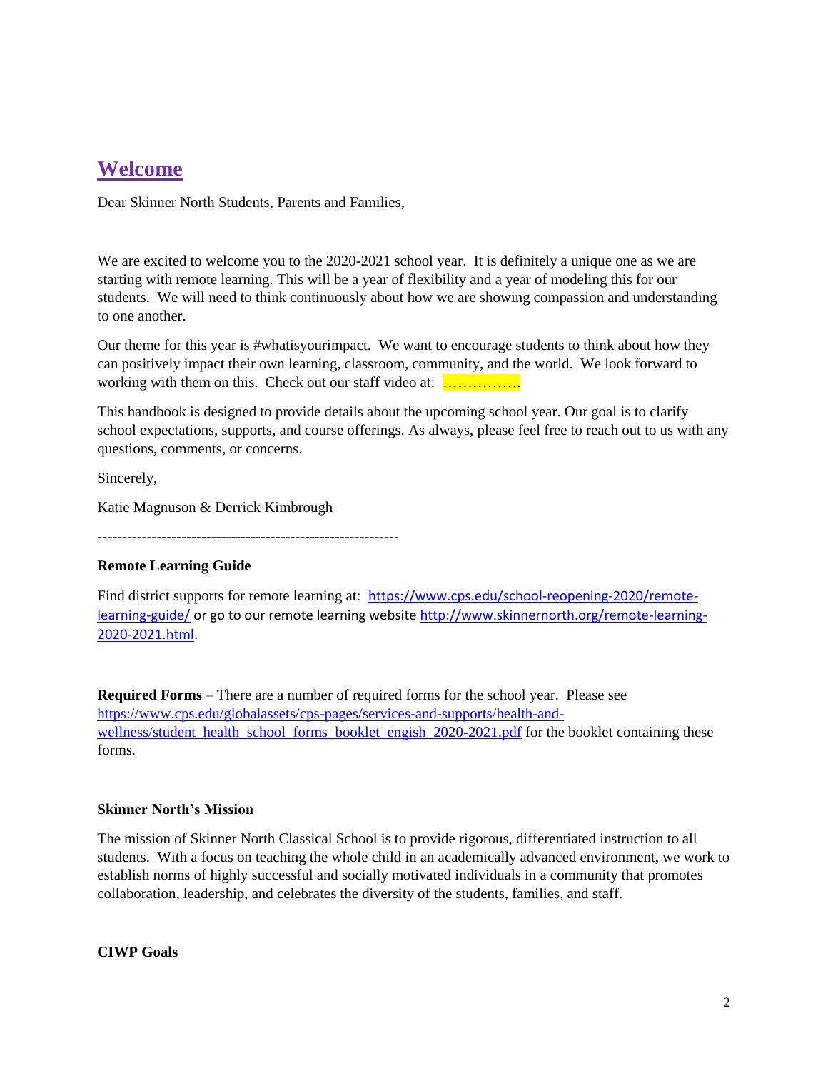# Welcome

Dear Skinner North Students, Parents and Families,

We are excited to welcome you to the 2020-2021 school year. It is definitely a unique one as we are starting with remote learning. This will be a year of flexibility and a year of modeling this for our students. We will need to think continuously about how we are showing compassion and understanding to one another.

Our theme for this year is #whatisyourimpact. We want to encourage students to think about how they can positively impact their own learning, classroom, community, and the world. We look forward to working with them on this. Check out our staff video at: …………….

This handbook is designed to provide details about the upcoming school year. Our goal is to clarify school expectations, supports, and course offerings. As always, please feel free to reach out to us with any questions, comments, or concerns.

Sincerely,

Katie Magnuson & Derrick Kimbrough

------------------------------------------------------------

**Remote Learning Guide**

Find district supports for remote learning at: https://www.cps.edu/school-reopening-2020/remote-learning-guide/ or go to our remote learning website http://www.skinnernorth.org/remote-learning-2020-2021.html.

**Required Forms** – There are a number of required forms for the school year. Please see https://www.cps.edu/globalassets/cps-pages/services-and-supports/health-and-wellness/student_health_school_forms_booklet_engish_2020-2021.pdf for the booklet containing these forms.

**Skinner North's Mission**

The mission of Skinner North Classical School is to provide rigorous, differentiated instruction to all students. With a focus on teaching the whole child in an academically advanced environment, we work to establish norms of highly successful and socially motivated individuals in a community that promotes collaboration, leadership, and celebrates the diversity of the students, families, and staff.

**CIWP Goals**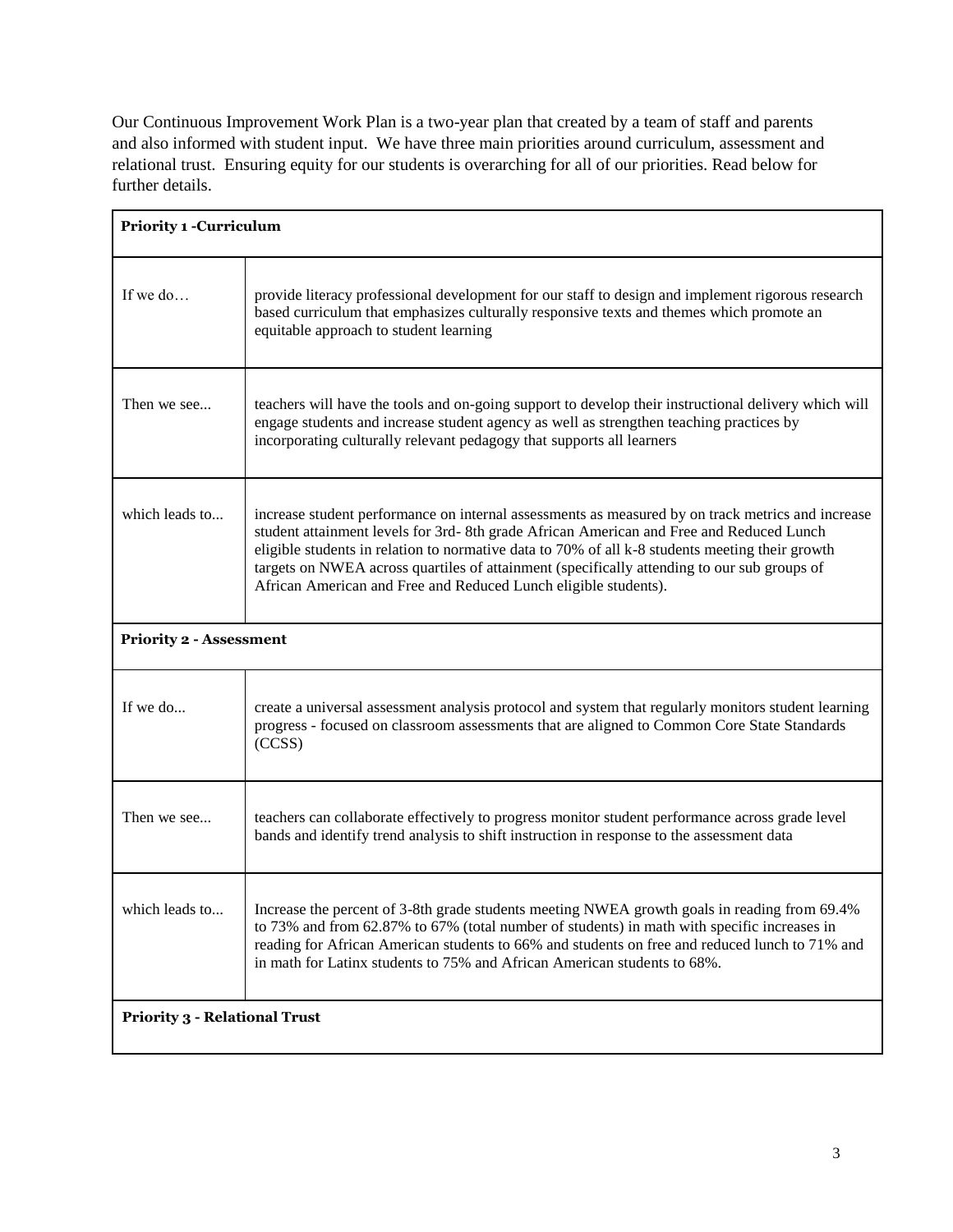Our Continuous Improvement Work Plan is a two-year plan that created by a team of staff and parents and also informed with student input. We have three main priorities around curriculum, assessment and relational trust. Ensuring equity for our students is overarching for all of our priorities. Read below for further details.

| **Priority 1 -Curriculum** | |
|---|---|
| If we do… | provide literacy professional development for our staff to design and implement rigorous research based curriculum that emphasizes culturally responsive texts and themes which promote an equitable approach to student learning |
| Then we see... | teachers will have the tools and on-going support to develop their instructional delivery which will engage students and increase student agency as well as strengthen teaching practices by incorporating culturally relevant pedagogy that supports all learners |
| which leads to... | increase student performance on internal assessments as measured by on track metrics and increase student attainment levels for 3rd- 8th grade African American and Free and Reduced Lunch eligible students in relation to normative data to 70% of all k-8 students meeting their growth targets on NWEA across quartiles of attainment (specifically attending to our sub groups of African American and Free and Reduced Lunch eligible students). |
| **Priority 2 - Assessment** | |
| If we do... | create a universal assessment analysis protocol and system that regularly monitors student learning progress - focused on classroom assessments that are aligned to Common Core State Standards (CCSS) |
| Then we see... | teachers can collaborate effectively to progress monitor student performance across grade level bands and identify trend analysis to shift instruction in response to the assessment data |
| which leads to... | Increase the percent of 3-8th grade students meeting NWEA growth goals in reading from 69.4% to 73% and from 62.87% to 67% (total number of students) in math with specific increases in reading for African American students to 66% and students on free and reduced lunch to 71% and in math for Latinx students to 75% and African American students to 68%. |
| **Priority 3 - Relational Trust** | |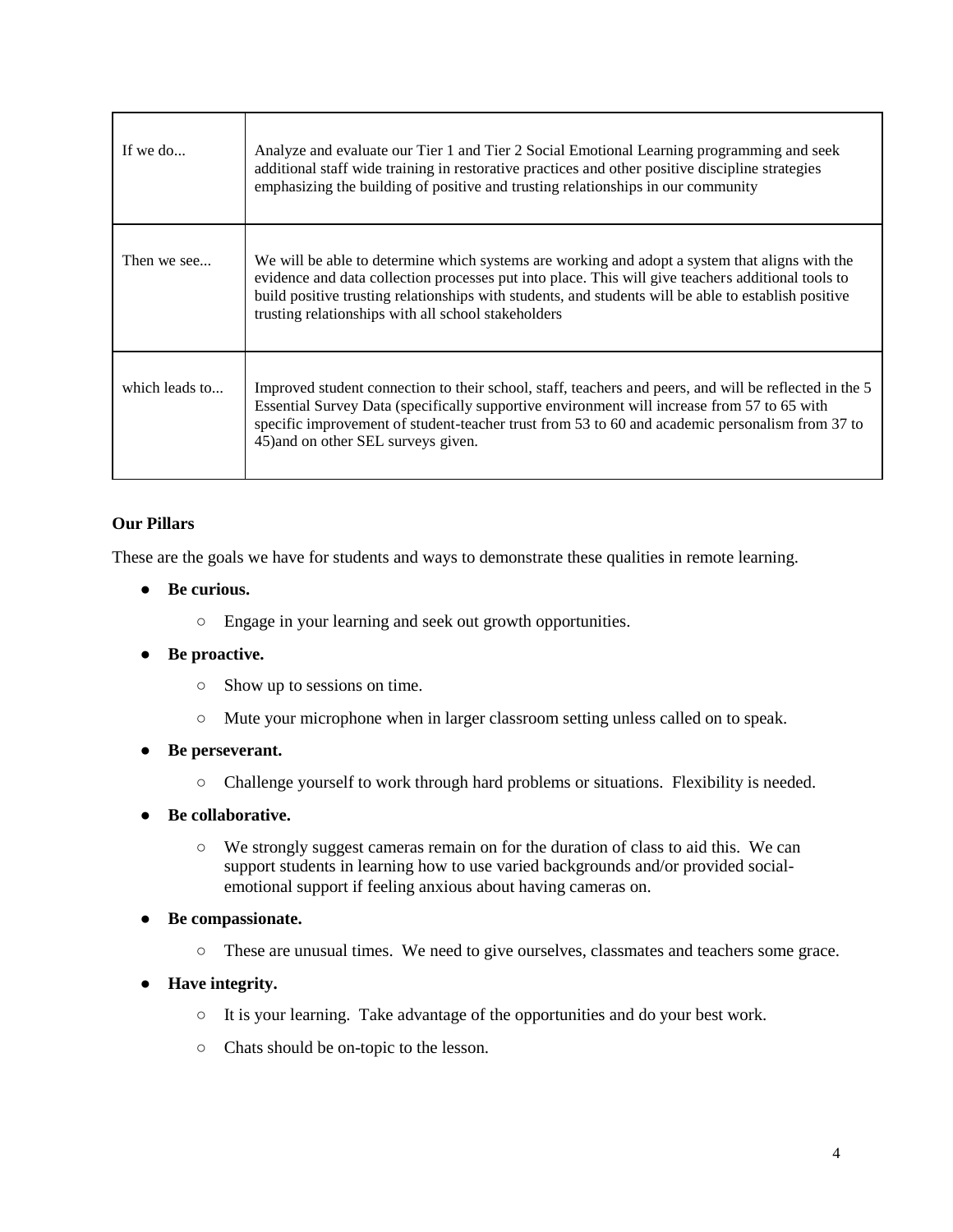| | |
|---|---|
| If we do... | Analyze and evaluate our Tier 1 and Tier 2 Social Emotional Learning programming and seek additional staff wide training in restorative practices and other positive discipline strategies emphasizing the building of positive and trusting relationships in our community |
| Then we see... | We will be able to determine which systems are working and adopt a system that aligns with the evidence and data collection processes put into place. This will give teachers additional tools to build positive trusting relationships with students, and students will be able to establish positive trusting relationships with all school stakeholders |
| which leads to... | Improved student connection to their school, staff, teachers and peers, and will be reflected in the 5 Essential Survey Data (specifically supportive environment will increase from 57 to 65 with specific improvement of student-teacher trust from 53 to 60 and academic personalism from 37 to 45)and on other SEL surveys given. |

**Our Pillars**

These are the goals we have for students and ways to demonstrate these qualities in remote learning.

- **Be curious.**
  - Engage in your learning and seek out growth opportunities.
- **Be proactive.**
  - Show up to sessions on time.
  - Mute your microphone when in larger classroom setting unless called on to speak.
- **Be perseverant.**
  - Challenge yourself to work through hard problems or situations. Flexibility is needed.
- **Be collaborative.**
  - We strongly suggest cameras remain on for the duration of class to aid this. We can support students in learning how to use varied backgrounds and/or provided social-emotional support if feeling anxious about having cameras on.
- **Be compassionate.**
  - These are unusual times. We need to give ourselves, classmates and teachers some grace.
- **Have integrity.**
  - It is your learning. Take advantage of the opportunities and do your best work.
  - Chats should be on-topic to the lesson.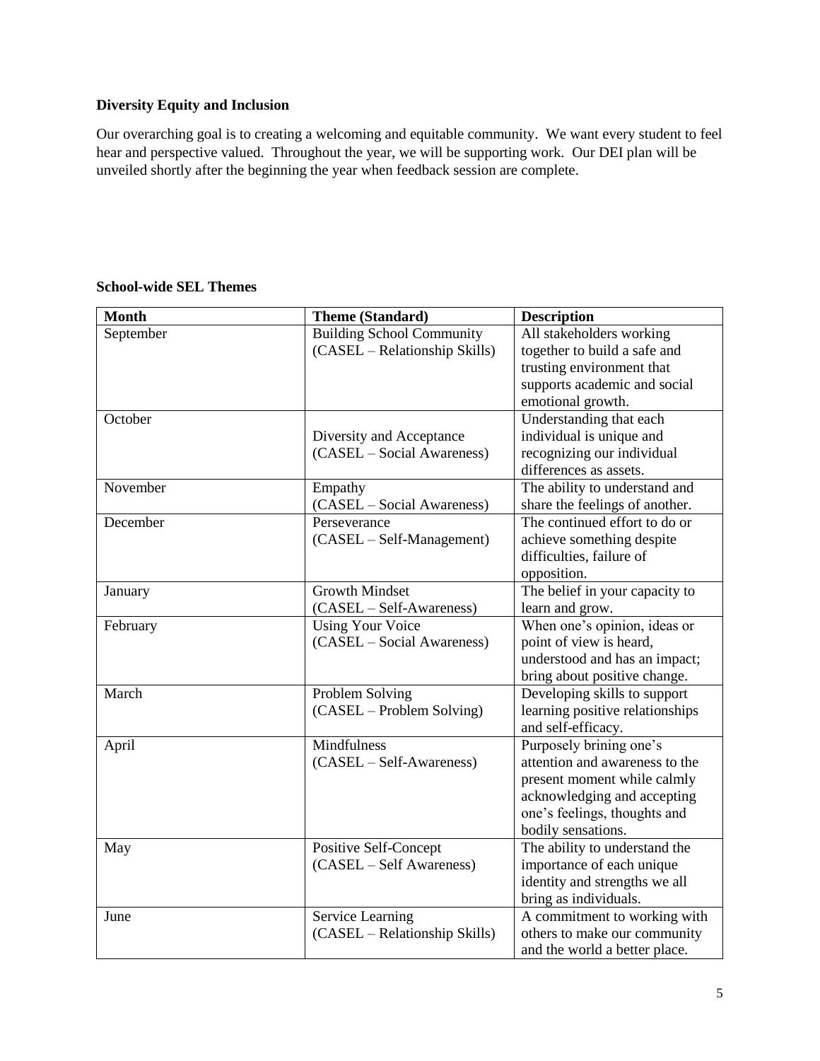**Diversity Equity and Inclusion**

Our overarching goal is to creating a welcoming and equitable community. We want every student to feel hear and perspective valued. Throughout the year, we will be supporting work. Our DEI plan will be unveiled shortly after the beginning the year when feedback session are complete.

**School-wide SEL Themes**

| Month | Theme (Standard) | Description |
|---|---|---|
| September | Building School Community (CASEL – Relationship Skills) | All stakeholders working together to build a safe and trusting environment that supports academic and social emotional growth. |
| October | Diversity and Acceptance (CASEL – Social Awareness) | Understanding that each individual is unique and recognizing our individual differences as assets. |
| November | Empathy (CASEL – Social Awareness) | The ability to understand and share the feelings of another. |
| December | Perseverance (CASEL – Self-Management) | The continued effort to do or achieve something despite difficulties, failure of opposition. |
| January | Growth Mindset (CASEL – Self-Awareness) | The belief in your capacity to learn and grow. |
| February | Using Your Voice (CASEL – Social Awareness) | When one's opinion, ideas or point of view is heard, understood and has an impact; bring about positive change. |
| March | Problem Solving (CASEL – Problem Solving) | Developing skills to support learning positive relationships and self-efficacy. |
| April | Mindfulness (CASEL – Self-Awareness) | Purposely brining one's attention and awareness to the present moment while calmly acknowledging and accepting one's feelings, thoughts and bodily sensations. |
| May | Positive Self-Concept (CASEL – Self Awareness) | The ability to understand the importance of each unique identity and strengths we all bring as individuals. |
| June | Service Learning (CASEL – Relationship Skills) | A commitment to working with others to make our community and the world a better place. |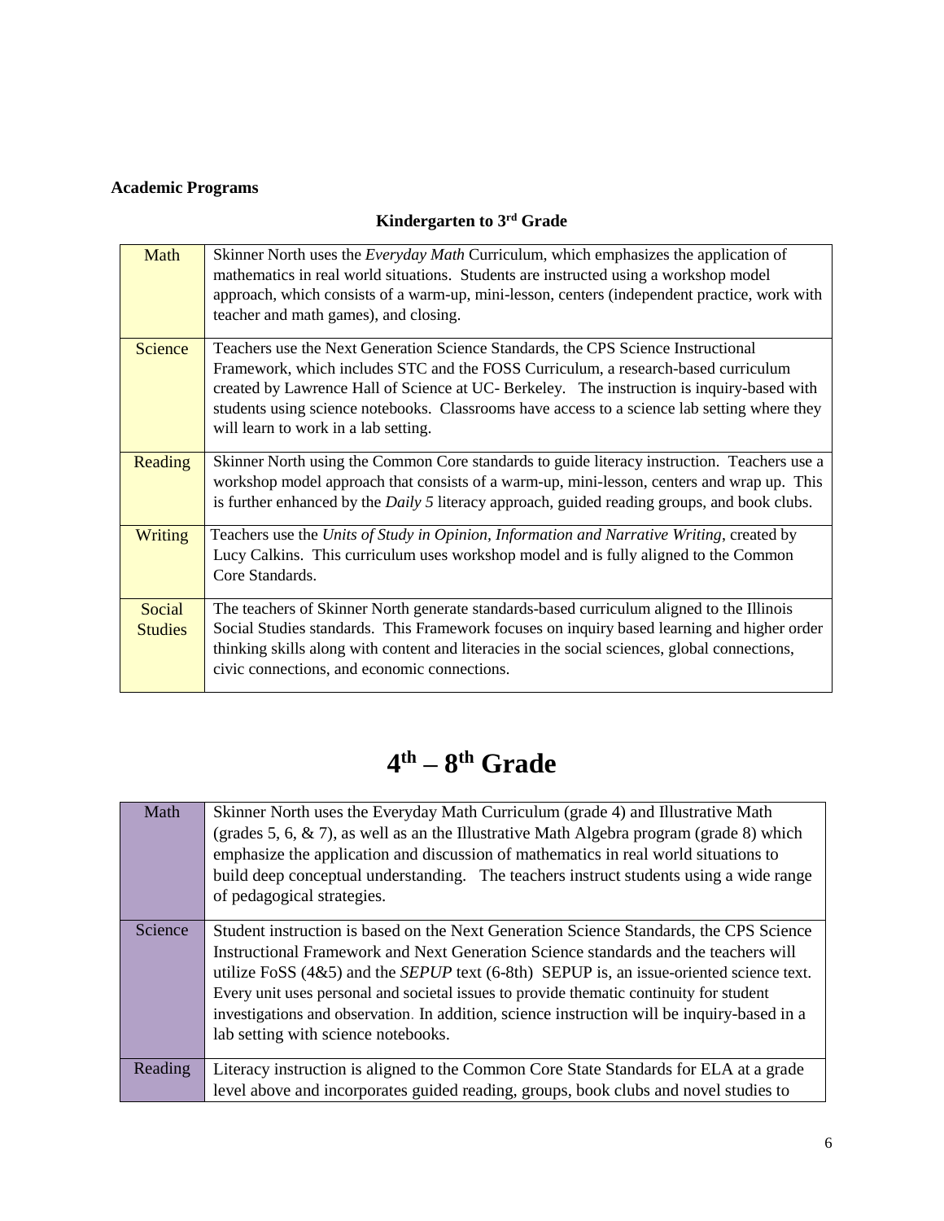**Academic Programs**

### Kindergarten to 3rd Grade

| | |
|---|---|
| Math | Skinner North uses the *Everyday Math* Curriculum, which emphasizes the application of mathematics in real world situations. Students are instructed using a workshop model approach, which consists of a warm-up, mini-lesson, centers (independent practice, work with teacher and math games), and closing. |
| Science | Teachers use the Next Generation Science Standards, the CPS Science Instructional Framework, which includes STC and the FOSS Curriculum, a research-based curriculum created by Lawrence Hall of Science at UC- Berkeley. The instruction is inquiry-based with students using science notebooks. Classrooms have access to a science lab setting where they will learn to work in a lab setting. |
| Reading | Skinner North using the Common Core standards to guide literacy instruction. Teachers use a workshop model approach that consists of a warm-up, mini-lesson, centers and wrap up. This is further enhanced by the *Daily 5* literacy approach, guided reading groups, and book clubs. |
| Writing | Teachers use the *Units of Study in Opinion, Information and Narrative Writing*, created by Lucy Calkins. This curriculum uses workshop model and is fully aligned to the Common Core Standards. |
| Social Studies | The teachers of Skinner North generate standards-based curriculum aligned to the Illinois Social Studies standards. This Framework focuses on inquiry based learning and higher order thinking skills along with content and literacies in the social sciences, global connections, civic connections, and economic connections. |

# 4th – 8th Grade

| | |
|---|---|
| Math | Skinner North uses the Everyday Math Curriculum (grade 4) and Illustrative Math (grades 5, 6, & 7), as well as an the Illustrative Math Algebra program (grade 8) which emphasize the application and discussion of mathematics in real world situations to build deep conceptual understanding. The teachers instruct students using a wide range of pedagogical strategies. |
| Science | Student instruction is based on the Next Generation Science Standards, the CPS Science Instructional Framework and Next Generation Science standards and the teachers will utilize FoSS (4&5) and the *SEPUP* text (6-8th) SEPUP is, an issue-oriented science text. Every unit uses personal and societal issues to provide thematic continuity for student investigations and observation. In addition, science instruction will be inquiry-based in a lab setting with science notebooks. |
| Reading | Literacy instruction is aligned to the Common Core State Standards for ELA at a grade level above and incorporates guided reading, groups, book clubs and novel studies to |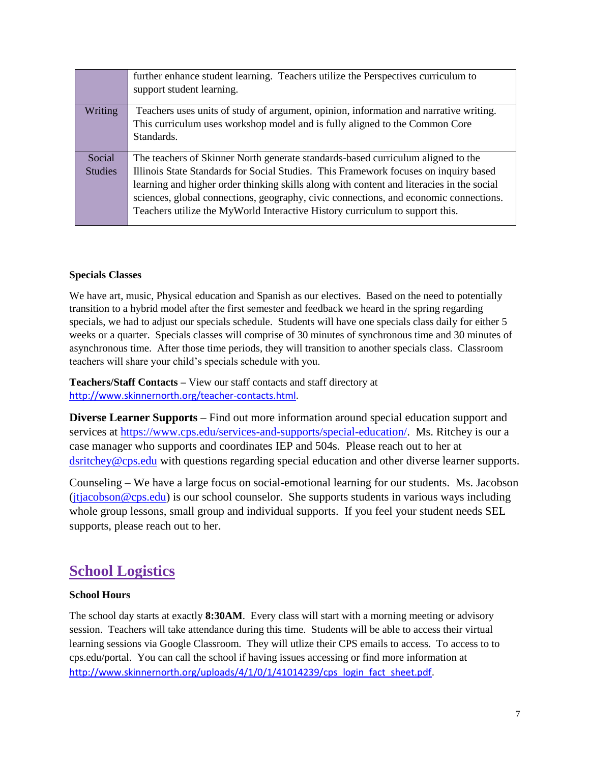|  |  |
| --- | --- |
|  | further enhance student learning. Teachers utilize the Perspectives curriculum to support student learning. |
| Writing | Teachers uses units of study of argument, opinion, information and narrative writing. This curriculum uses workshop model and is fully aligned to the Common Core Standards. |
| Social Studies | The teachers of Skinner North generate standards-based curriculum aligned to the Illinois State Standards for Social Studies. This Framework focuses on inquiry based learning and higher order thinking skills along with content and literacies in the social sciences, global connections, geography, civic connections, and economic connections. Teachers utilize the MyWorld Interactive History curriculum to support this. |

**Specials Classes**

We have art, music, Physical education and Spanish as our electives. Based on the need to potentially transition to a hybrid model after the first semester and feedback we heard in the spring regarding specials, we had to adjust our specials schedule. Students will have one specials class daily for either 5 weeks or a quarter. Specials classes will comprise of 30 minutes of synchronous time and 30 minutes of asynchronous time. After those time periods, they will transition to another specials class. Classroom teachers will share your child's specials schedule with you.

**Teachers/Staff Contacts –** View our staff contacts and staff directory at http://www.skinnernorth.org/teacher-contacts.html.

**Diverse Learner Supports** – Find out more information around special education support and services at https://www.cps.edu/services-and-supports/special-education/. Ms. Ritchey is our a case manager who supports and coordinates IEP and 504s. Please reach out to her at dsritchey@cps.edu with questions regarding special education and other diverse learner supports.

Counseling – We have a large focus on social-emotional learning for our students. Ms. Jacobson (jtjacobson@cps.edu) is our school counselor. She supports students in various ways including whole group lessons, small group and individual supports. If you feel your student needs SEL supports, please reach out to her.

## School Logistics

**School Hours**

The school day starts at exactly **8:30AM**. Every class will start with a morning meeting or advisory session. Teachers will take attendance during this time. Students will be able to access their virtual learning sessions via Google Classroom. They will utlize their CPS emails to access. To access to to cps.edu/portal. You can call the school if having issues accessing or find more information at http://www.skinnernorth.org/uploads/4/1/0/1/41014239/cps_login_fact_sheet.pdf.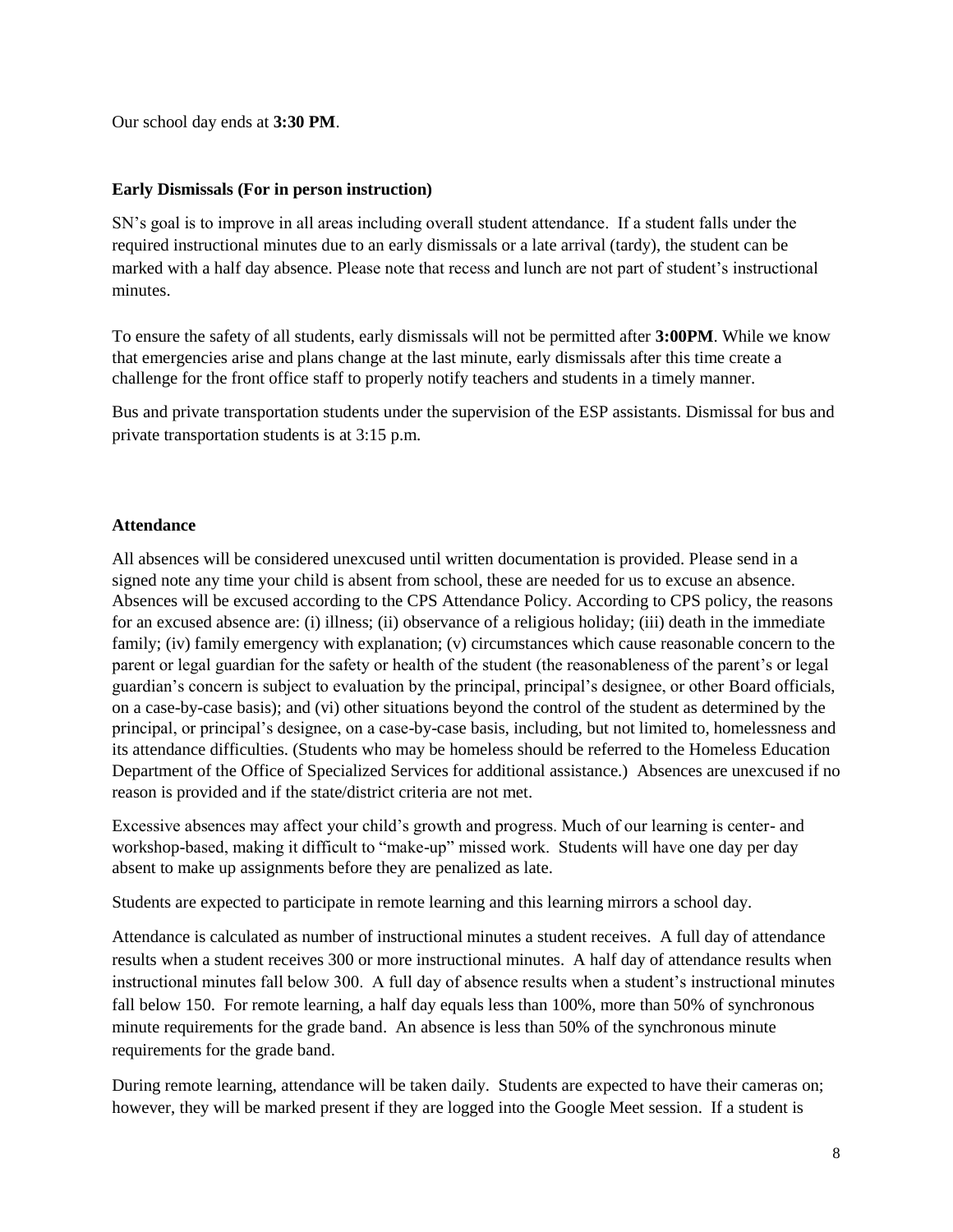Our school day ends at **3:30 PM**.

**Early Dismissals (For in person instruction)**

SN's goal is to improve in all areas including overall student attendance. If a student falls under the required instructional minutes due to an early dismissals or a late arrival (tardy), the student can be marked with a half day absence. Please note that recess and lunch are not part of student's instructional minutes.

To ensure the safety of all students, early dismissals will not be permitted after **3:00PM**. While we know that emergencies arise and plans change at the last minute, early dismissals after this time create a challenge for the front office staff to properly notify teachers and students in a timely manner.

Bus and private transportation students under the supervision of the ESP assistants. Dismissal for bus and private transportation students is at 3:15 p.m.

**Attendance**

All absences will be considered unexcused until written documentation is provided. Please send in a signed note any time your child is absent from school, these are needed for us to excuse an absence. Absences will be excused according to the CPS Attendance Policy. According to CPS policy, the reasons for an excused absence are: (i) illness; (ii) observance of a religious holiday; (iii) death in the immediate family; (iv) family emergency with explanation; (v) circumstances which cause reasonable concern to the parent or legal guardian for the safety or health of the student (the reasonableness of the parent's or legal guardian's concern is subject to evaluation by the principal, principal's designee, or other Board officials, on a case-by-case basis); and (vi) other situations beyond the control of the student as determined by the principal, or principal's designee, on a case-by-case basis, including, but not limited to, homelessness and its attendance difficulties. (Students who may be homeless should be referred to the Homeless Education Department of the Office of Specialized Services for additional assistance.) Absences are unexcused if no reason is provided and if the state/district criteria are not met.

Excessive absences may affect your child's growth and progress. Much of our learning is center- and workshop-based, making it difficult to "make-up" missed work. Students will have one day per day absent to make up assignments before they are penalized as late.

Students are expected to participate in remote learning and this learning mirrors a school day.

Attendance is calculated as number of instructional minutes a student receives. A full day of attendance results when a student receives 300 or more instructional minutes. A half day of attendance results when instructional minutes fall below 300. A full day of absence results when a student's instructional minutes fall below 150. For remote learning, a half day equals less than 100%, more than 50% of synchronous minute requirements for the grade band. An absence is less than 50% of the synchronous minute requirements for the grade band.

During remote learning, attendance will be taken daily. Students are expected to have their cameras on; however, they will be marked present if they are logged into the Google Meet session. If a student is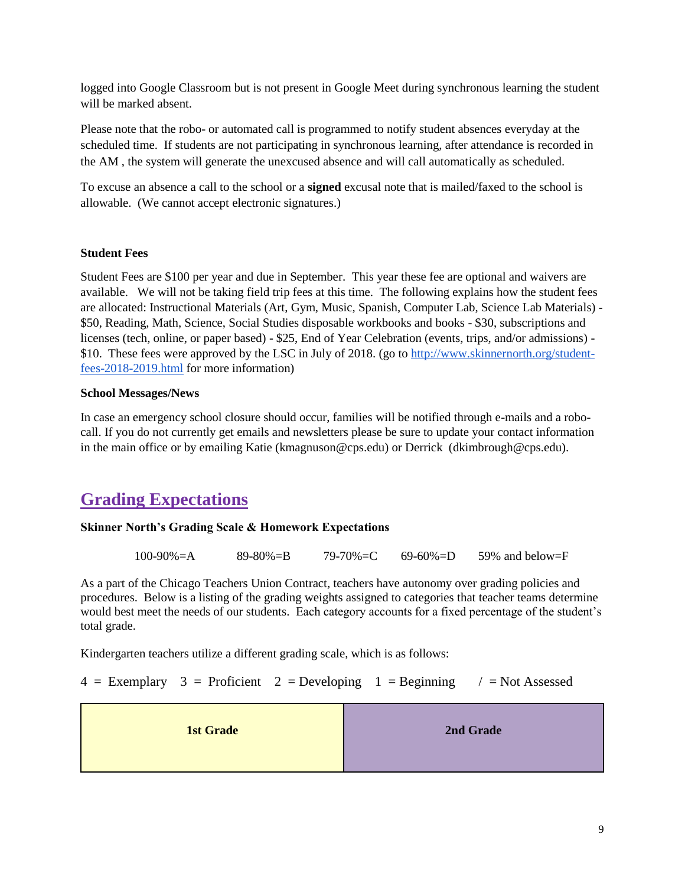logged into Google Classroom but is not present in Google Meet during synchronous learning the student will be marked absent.

Please note that the robo- or automated call is programmed to notify student absences everyday at the scheduled time. If students are not participating in synchronous learning, after attendance is recorded in the AM , the system will generate the unexcused absence and will call automatically as scheduled.

To excuse an absence a call to the school or a **signed** excusal note that is mailed/faxed to the school is allowable. (We cannot accept electronic signatures.)

**Student Fees**

Student Fees are $100 per year and due in September. This year these fee are optional and waivers are available. We will not be taking field trip fees at this time. The following explains how the student fees are allocated: Instructional Materials (Art, Gym, Music, Spanish, Computer Lab, Science Lab Materials) - $50, Reading, Math, Science, Social Studies disposable workbooks and books - $30, subscriptions and licenses (tech, online, or paper based) - $25, End of Year Celebration (events, trips, and/or admissions) - $10. These fees were approved by the LSC in July of 2018. (go to [http://www.skinnernorth.org/student-fees-2018-2019.html](http://www.skinnernorth.org/student-fees-2018-2019.html) for more information)

**School Messages/News**

In case an emergency school closure should occur, families will be notified through e-mails and a robo-call. If you do not currently get emails and newsletters please be sure to update your contact information in the main office or by emailing Katie (kmagnuson@cps.edu) or Derrick (dkimbrough@cps.edu).

## Grading Expectations

**Skinner North's Grading Scale & Homework Expectations**

100-90%=A    89-80%=B    79-70%=C    69-60%=D    59% and below=F

As a part of the Chicago Teachers Union Contract, teachers have autonomy over grading policies and procedures. Below is a listing of the grading weights assigned to categories that teacher teams determine would best meet the needs of our students. Each category accounts for a fixed percentage of the student's total grade.

Kindergarten teachers utilize a different grading scale, which is as follows:

4 = Exemplary   3 = Proficient   2 = Developing   1 = Beginning   / = Not Assessed

| 1st Grade | 2nd Grade |
|---|---|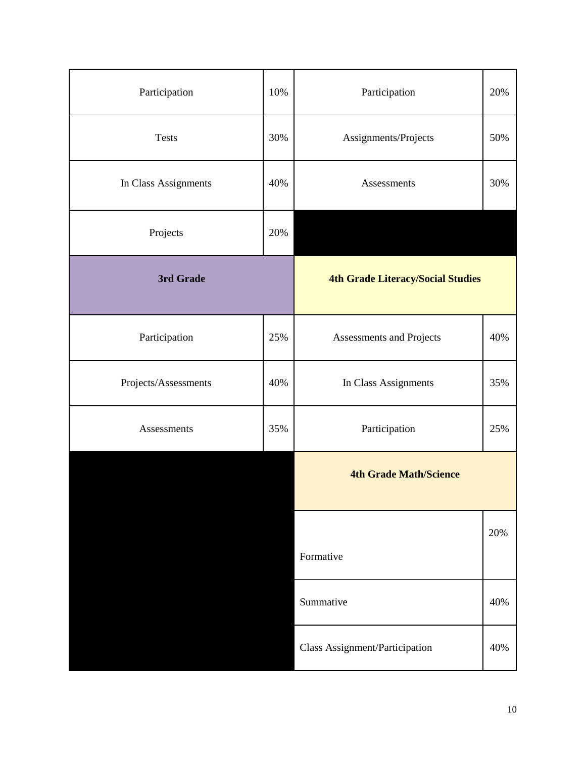| Participation | 10% | Participation | 20% |
|---|---|---|---|
| Tests | 30% | Assignments/Projects | 50% |
| In Class Assignments | 40% | Assessments | 30% |
| Projects | 20% | | |
| **3rd Grade** | | **4th Grade Literacy/Social Studies** | |
| Participation | 25% | Assessments and Projects | 40% |
| Projects/Assessments | 40% | In Class Assignments | 35% |
| Assessments | 35% | Participation | 25% |
| | | **4th Grade Math/Science** | |
| | | Formative | 20% |
| | | Summative | 40% |
| | | Class Assignment/Participation | 40% |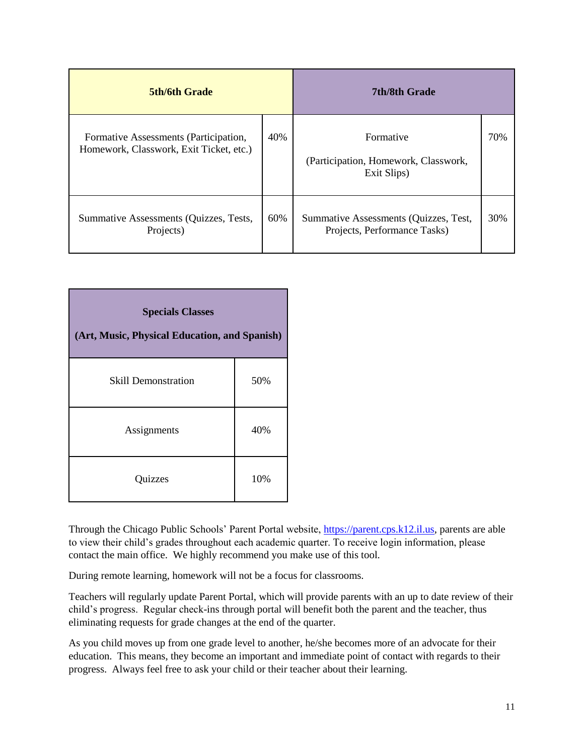| **5th/6th Grade** | | **7th/8th Grade** | |
|---|---|---|---|
| Formative Assessments (Participation, Homework, Classwork, Exit Ticket, etc.) | 40% | Formative (Participation, Homework, Classwork, Exit Slips) | 70% |
| Summative Assessments (Quizzes, Tests, Projects) | 60% | Summative Assessments (Quizzes, Test, Projects, Performance Tasks) | 30% |

| **Specials Classes (Art, Music, Physical Education, and Spanish)** | |
|---|---|
| Skill Demonstration | 50% |
| Assignments | 40% |
| Quizzes | 10% |

Through the Chicago Public Schools' Parent Portal website, https://parent.cps.k12.il.us, parents are able to view their child's grades throughout each academic quarter. To receive login information, please contact the main office. We highly recommend you make use of this tool.

During remote learning, homework will not be a focus for classrooms.

Teachers will regularly update Parent Portal, which will provide parents with an up to date review of their child's progress. Regular check-ins through portal will benefit both the parent and the teacher, thus eliminating requests for grade changes at the end of the quarter.

As you child moves up from one grade level to another, he/she becomes more of an advocate for their education. This means, they become an important and immediate point of contact with regards to their progress. Always feel free to ask your child or their teacher about their learning.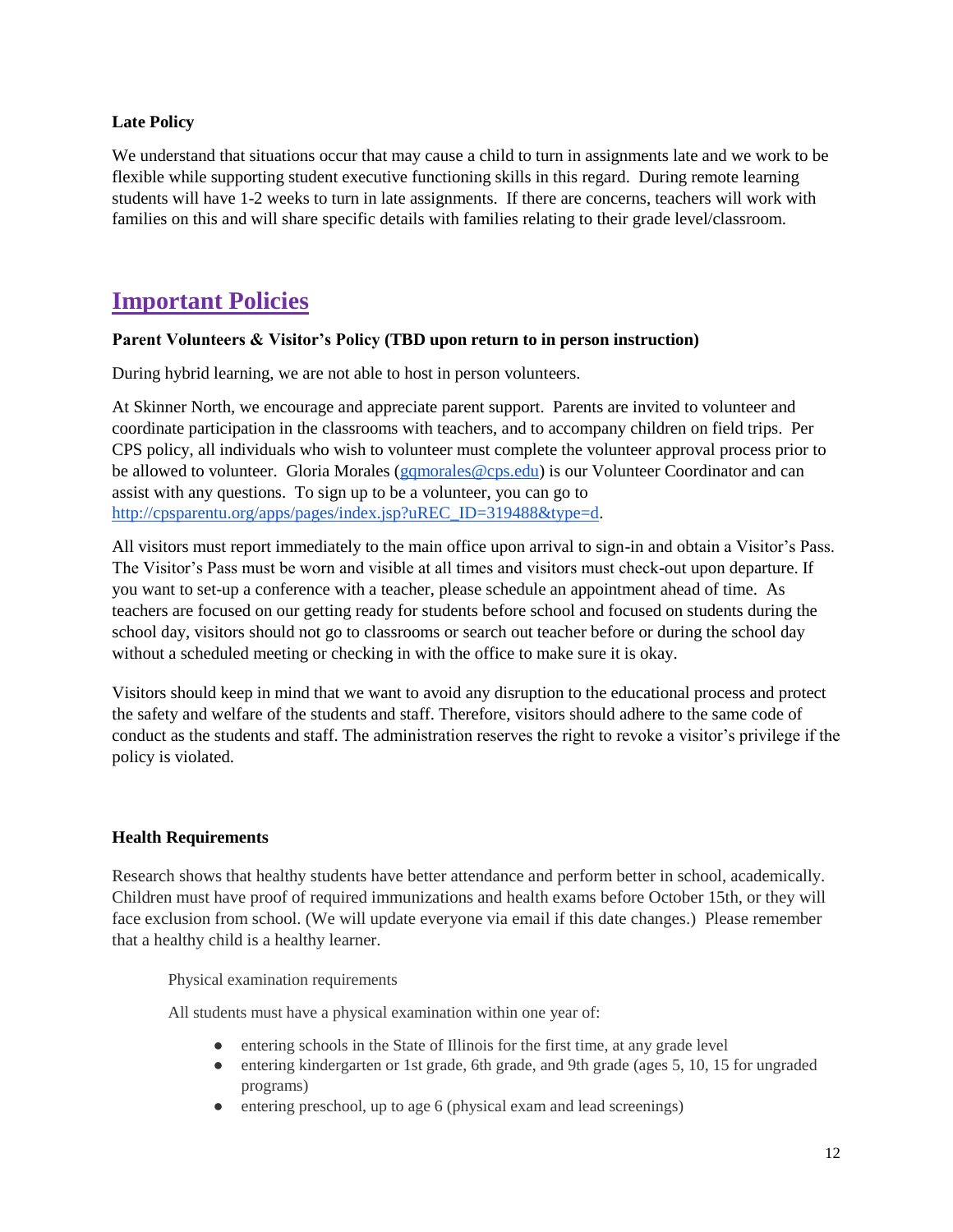**Late Policy**

We understand that situations occur that may cause a child to turn in assignments late and we work to be flexible while supporting student executive functioning skills in this regard. During remote learning students will have 1-2 weeks to turn in late assignments. If there are concerns, teachers will work with families on this and will share specific details with families relating to their grade level/classroom.

## Important Policies

**Parent Volunteers & Visitor's Policy (TBD upon return to in person instruction)**

During hybrid learning, we are not able to host in person volunteers.

At Skinner North, we encourage and appreciate parent support. Parents are invited to volunteer and coordinate participation in the classrooms with teachers, and to accompany children on field trips. Per CPS policy, all individuals who wish to volunteer must complete the volunteer approval process prior to be allowed to volunteer. Gloria Morales (gqmorales@cps.edu) is our Volunteer Coordinator and can assist with any questions. To sign up to be a volunteer, you can go to http://cpsparentu.org/apps/pages/index.jsp?uREC_ID=319488&type=d.

All visitors must report immediately to the main office upon arrival to sign-in and obtain a Visitor's Pass. The Visitor's Pass must be worn and visible at all times and visitors must check-out upon departure. If you want to set-up a conference with a teacher, please schedule an appointment ahead of time. As teachers are focused on our getting ready for students before school and focused on students during the school day, visitors should not go to classrooms or search out teacher before or during the school day without a scheduled meeting or checking in with the office to make sure it is okay.

Visitors should keep in mind that we want to avoid any disruption to the educational process and protect the safety and welfare of the students and staff. Therefore, visitors should adhere to the same code of conduct as the students and staff. The administration reserves the right to revoke a visitor's privilege if the policy is violated.

**Health Requirements**

Research shows that healthy students have better attendance and perform better in school, academically. Children must have proof of required immunizations and health exams before October 15th, or they will face exclusion from school. (We will update everyone via email if this date changes.) Please remember that a healthy child is a healthy learner.

Physical examination requirements

All students must have a physical examination within one year of:

- entering schools in the State of Illinois for the first time, at any grade level
- entering kindergarten or 1st grade, 6th grade, and 9th grade (ages 5, 10, 15 for ungraded programs)
- entering preschool, up to age 6 (physical exam and lead screenings)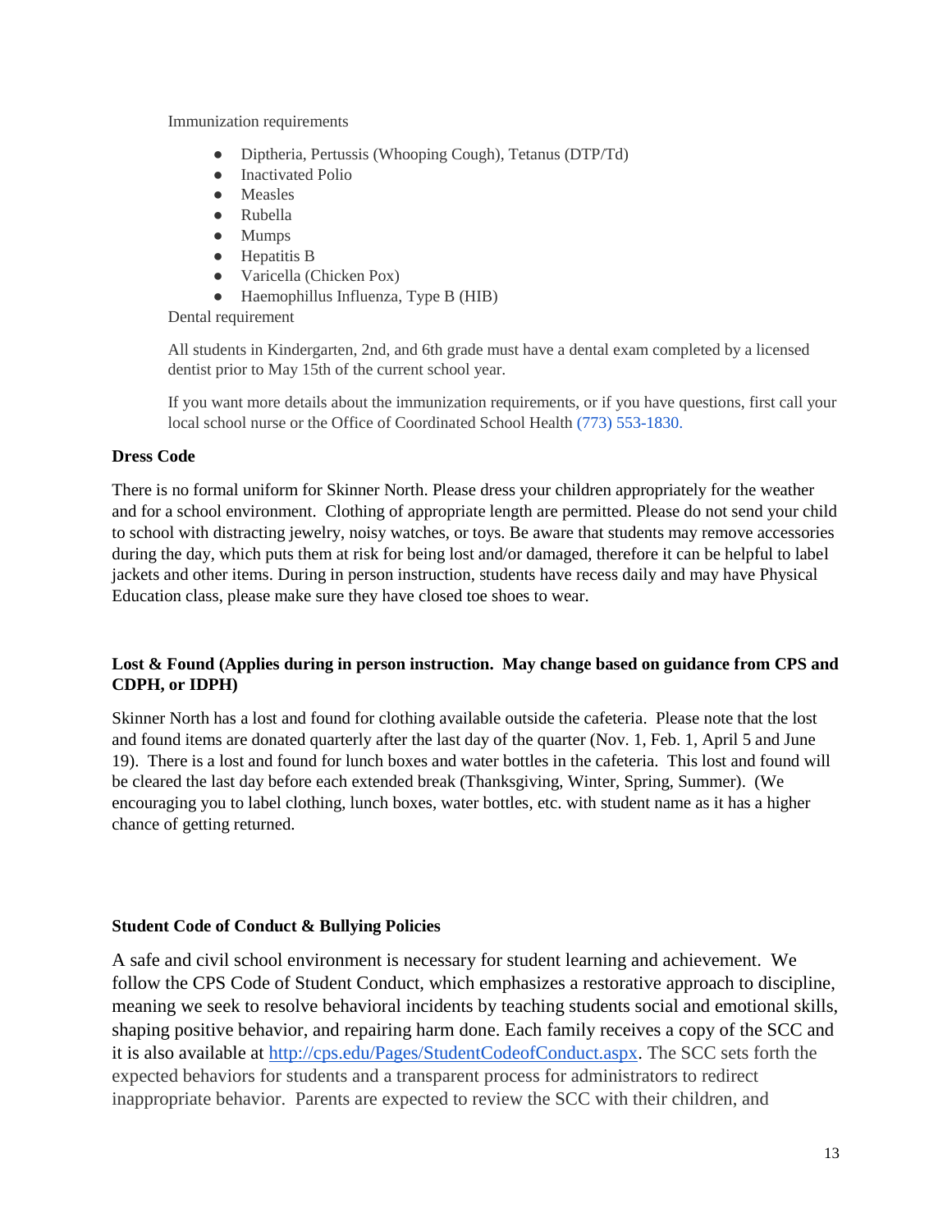Immunization requirements

- Diptheria, Pertussis (Whooping Cough), Tetanus (DTP/Td)
- Inactivated Polio
- Measles
- Rubella
- Mumps
- Hepatitis B
- Varicella (Chicken Pox)
- Haemophillus Influenza, Type B (HIB)

Dental requirement

All students in Kindergarten, 2nd, and 6th grade must have a dental exam completed by a licensed dentist prior to May 15th of the current school year.

If you want more details about the immunization requirements, or if you have questions, first call your local school nurse or the Office of Coordinated School Health (773) 553-1830.

**Dress Code**

There is no formal uniform for Skinner North. Please dress your children appropriately for the weather and for a school environment. Clothing of appropriate length are permitted. Please do not send your child to school with distracting jewelry, noisy watches, or toys. Be aware that students may remove accessories during the day, which puts them at risk for being lost and/or damaged, therefore it can be helpful to label jackets and other items. During in person instruction, students have recess daily and may have Physical Education class, please make sure they have closed toe shoes to wear.

**Lost & Found (Applies during in person instruction. May change based on guidance from CPS and CDPH, or IDPH)**

Skinner North has a lost and found for clothing available outside the cafeteria. Please note that the lost and found items are donated quarterly after the last day of the quarter (Nov. 1, Feb. 1, April 5 and June 19). There is a lost and found for lunch boxes and water bottles in the cafeteria. This lost and found will be cleared the last day before each extended break (Thanksgiving, Winter, Spring, Summer). (We encouraging you to label clothing, lunch boxes, water bottles, etc. with student name as it has a higher chance of getting returned.

**Student Code of Conduct & Bullying Policies**

A safe and civil school environment is necessary for student learning and achievement. We follow the CPS Code of Student Conduct, which emphasizes a restorative approach to discipline, meaning we seek to resolve behavioral incidents by teaching students social and emotional skills, shaping positive behavior, and repairing harm done. Each family receives a copy of the SCC and it is also available at http://cps.edu/Pages/StudentCodeofConduct.aspx. The SCC sets forth the expected behaviors for students and a transparent process for administrators to redirect inappropriate behavior. Parents are expected to review the SCC with their children, and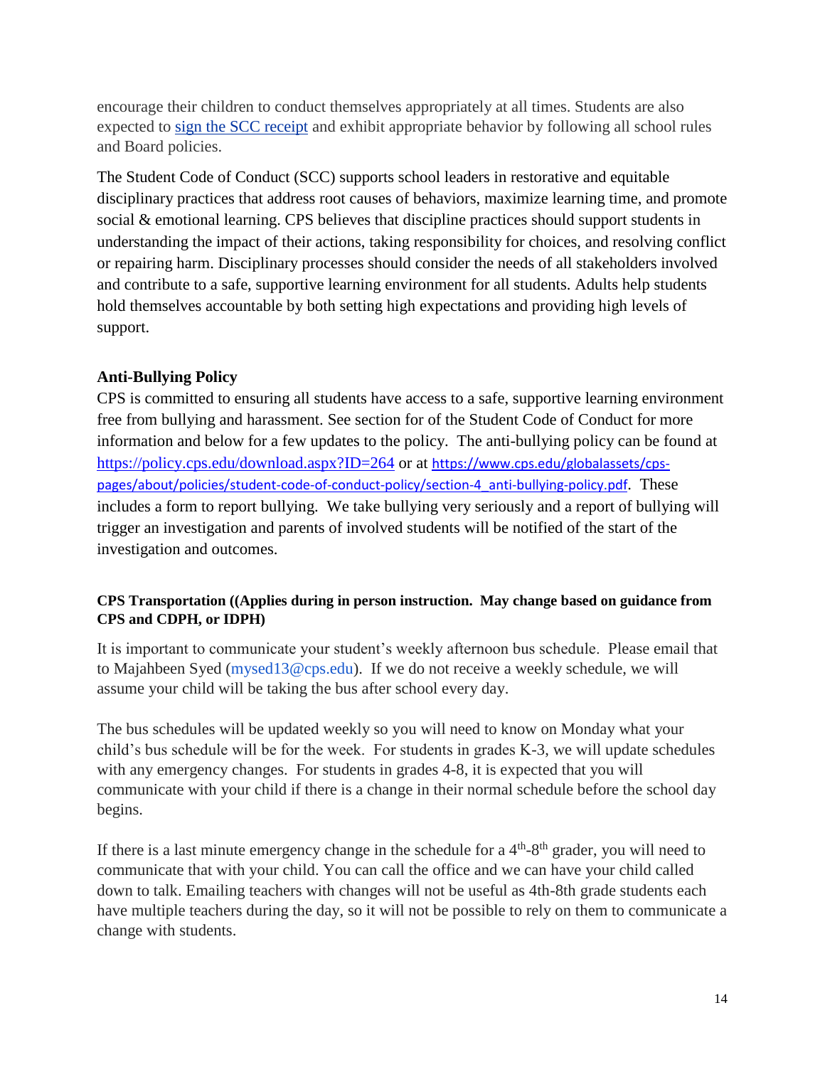encourage their children to conduct themselves appropriately at all times. Students are also expected to [sign the SCC receipt]() and exhibit appropriate behavior by following all school rules and Board policies.

The Student Code of Conduct (SCC) supports school leaders in restorative and equitable disciplinary practices that address root causes of behaviors, maximize learning time, and promote social & emotional learning. CPS believes that discipline practices should support students in understanding the impact of their actions, taking responsibility for choices, and resolving conflict or repairing harm. Disciplinary processes should consider the needs of all stakeholders involved and contribute to a safe, supportive learning environment for all students. Adults help students hold themselves accountable by both setting high expectations and providing high levels of support.

### Anti-Bullying Policy

CPS is committed to ensuring all students have access to a safe, supportive learning environment free from bullying and harassment. See section for of the Student Code of Conduct for more information and below for a few updates to the policy. The anti-bullying policy can be found at https://policy.cps.edu/download.aspx?ID=264 or at https://www.cps.edu/globalassets/cps-pages/about/policies/student-code-of-conduct-policy/section-4_anti-bullying-policy.pdf. These includes a form to report bullying. We take bullying very seriously and a report of bullying will trigger an investigation and parents of involved students will be notified of the start of the investigation and outcomes.

#### CPS Transportation ((Applies during in person instruction. May change based on guidance from CPS and CDPH, or IDPH)

It is important to communicate your student's weekly afternoon bus schedule. Please email that to Majahbeen Syed (mysed13@cps.edu). If we do not receive a weekly schedule, we will assume your child will be taking the bus after school every day.

The bus schedules will be updated weekly so you will need to know on Monday what your child's bus schedule will be for the week. For students in grades K-3, we will update schedules with any emergency changes. For students in grades 4-8, it is expected that you will communicate with your child if there is a change in their normal schedule before the school day begins.

If there is a last minute emergency change in the schedule for a 4th-8th grader, you will need to communicate that with your child. You can call the office and we can have your child called down to talk. Emailing teachers with changes will not be useful as 4th-8th grade students each have multiple teachers during the day, so it will not be possible to rely on them to communicate a change with students.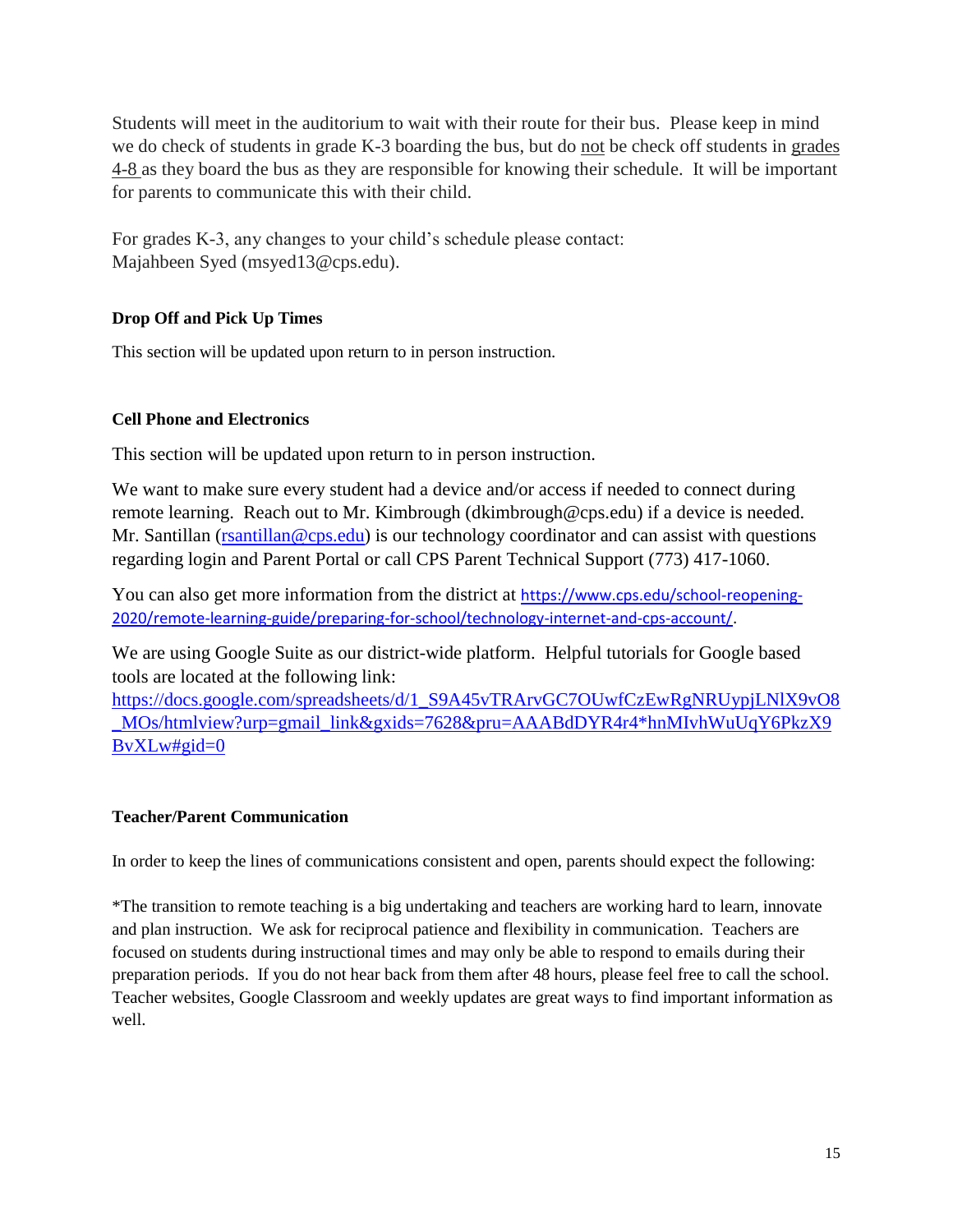Students will meet in the auditorium to wait with their route for their bus. Please keep in mind we do check of students in grade K-3 boarding the bus, but do <u>not</u> be check off students in <u>grades 4-8</u> as they board the bus as they are responsible for knowing their schedule. It will be important for parents to communicate this with their child.

For grades K-3, any changes to your child's schedule please contact:
Majahbeen Syed (msyed13@cps.edu).

**Drop Off and Pick Up Times**

This section will be updated upon return to in person instruction.

**Cell Phone and Electronics**

This section will be updated upon return to in person instruction.

We want to make sure every student had a device and/or access if needed to connect during remote learning. Reach out to Mr. Kimbrough (dkimbrough@cps.edu) if a device is needed. Mr. Santillan ([rsantillan@cps.edu](mailto:rsantillan@cps.edu)) is our technology coordinator and can assist with questions regarding login and Parent Portal or call CPS Parent Technical Support (773) 417-1060.

You can also get more information from the district at [https://www.cps.edu/school-reopening-2020/remote-learning-guide/preparing-for-school/technology-internet-and-cps-account/](https://www.cps.edu/school-reopening-2020/remote-learning-guide/preparing-for-school/technology-internet-and-cps-account/).

We are using Google Suite as our district-wide platform. Helpful tutorials for Google based tools are located at the following link:
[https://docs.google.com/spreadsheets/d/1_S9A45vTRArvGC7OUwfCzEwRgNRUypjLNlX9vO8_MOs/htmlview?urp=gmail_link&gxids=7628&pru=AAABdDYR4r4*hnMIvhWuUqY6PkzX9BvXLw#gid=0](https://docs.google.com/spreadsheets/d/1_S9A45vTRArvGC7OUwfCzEwRgNRUypjLNlX9vO8_MOs/htmlview?urp=gmail_link&gxids=7628&pru=AAABdDYR4r4*hnMIvhWuUqY6PkzX9BvXLw#gid=0)

**Teacher/Parent Communication**

In order to keep the lines of communications consistent and open, parents should expect the following:

*The transition to remote teaching is a big undertaking and teachers are working hard to learn, innovate and plan instruction. We ask for reciprocal patience and flexibility in communication. Teachers are focused on students during instructional times and may only be able to respond to emails during their preparation periods. If you do not hear back from them after 48 hours, please feel free to call the school. Teacher websites, Google Classroom and weekly updates are great ways to find important information as well.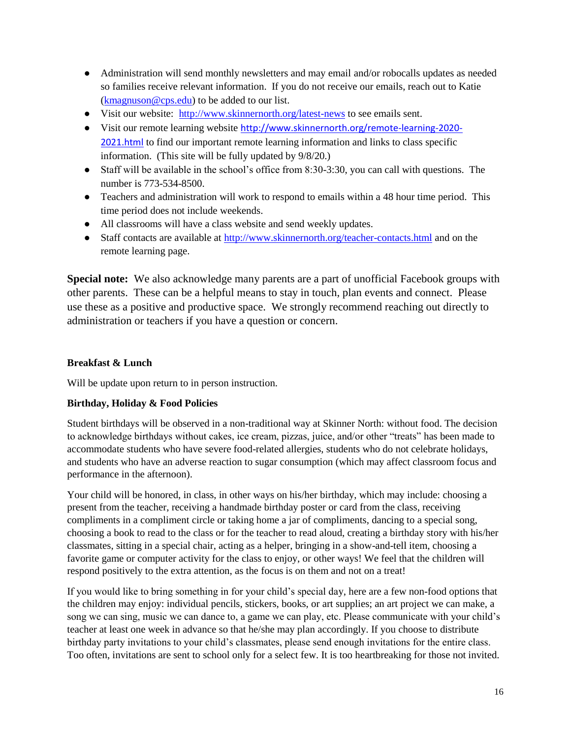- Administration will send monthly newsletters and may email and/or robocalls updates as needed so families receive relevant information. If you do not receive our emails, reach out to Katie (kmagnuson@cps.edu) to be added to our list.
- Visit our website: http://www.skinnernorth.org/latest-news to see emails sent.
- Visit our remote learning website http://www.skinnernorth.org/remote-learning-2020-2021.html to find our important remote learning information and links to class specific information. (This site will be fully updated by 9/8/20.)
- Staff will be available in the school's office from 8:30-3:30, you can call with questions. The number is 773-534-8500.
- Teachers and administration will work to respond to emails within a 48 hour time period. This time period does not include weekends.
- All classrooms will have a class website and send weekly updates.
- Staff contacts are available at http://www.skinnernorth.org/teacher-contacts.html and on the remote learning page.

**Special note:** We also acknowledge many parents are a part of unofficial Facebook groups with other parents. These can be a helpful means to stay in touch, plan events and connect. Please use these as a positive and productive space. We strongly recommend reaching out directly to administration or teachers if you have a question or concern.

### Breakfast & Lunch

Will be update upon return to in person instruction.

### Birthday, Holiday & Food Policies

Student birthdays will be observed in a non-traditional way at Skinner North: without food. The decision to acknowledge birthdays without cakes, ice cream, pizzas, juice, and/or other "treats" has been made to accommodate students who have severe food-related allergies, students who do not celebrate holidays, and students who have an adverse reaction to sugar consumption (which may affect classroom focus and performance in the afternoon).

Your child will be honored, in class, in other ways on his/her birthday, which may include: choosing a present from the teacher, receiving a handmade birthday poster or card from the class, receiving compliments in a compliment circle or taking home a jar of compliments, dancing to a special song, choosing a book to read to the class or for the teacher to read aloud, creating a birthday story with his/her classmates, sitting in a special chair, acting as a helper, bringing in a show-and-tell item, choosing a favorite game or computer activity for the class to enjoy, or other ways! We feel that the children will respond positively to the extra attention, as the focus is on them and not on a treat!

If you would like to bring something in for your child's special day, here are a few non-food options that the children may enjoy: individual pencils, stickers, books, or art supplies; an art project we can make, a song we can sing, music we can dance to, a game we can play, etc. Please communicate with your child's teacher at least one week in advance so that he/she may plan accordingly. If you choose to distribute birthday party invitations to your child's classmates, please send enough invitations for the entire class. Too often, invitations are sent to school only for a select few. It is too heartbreaking for those not invited.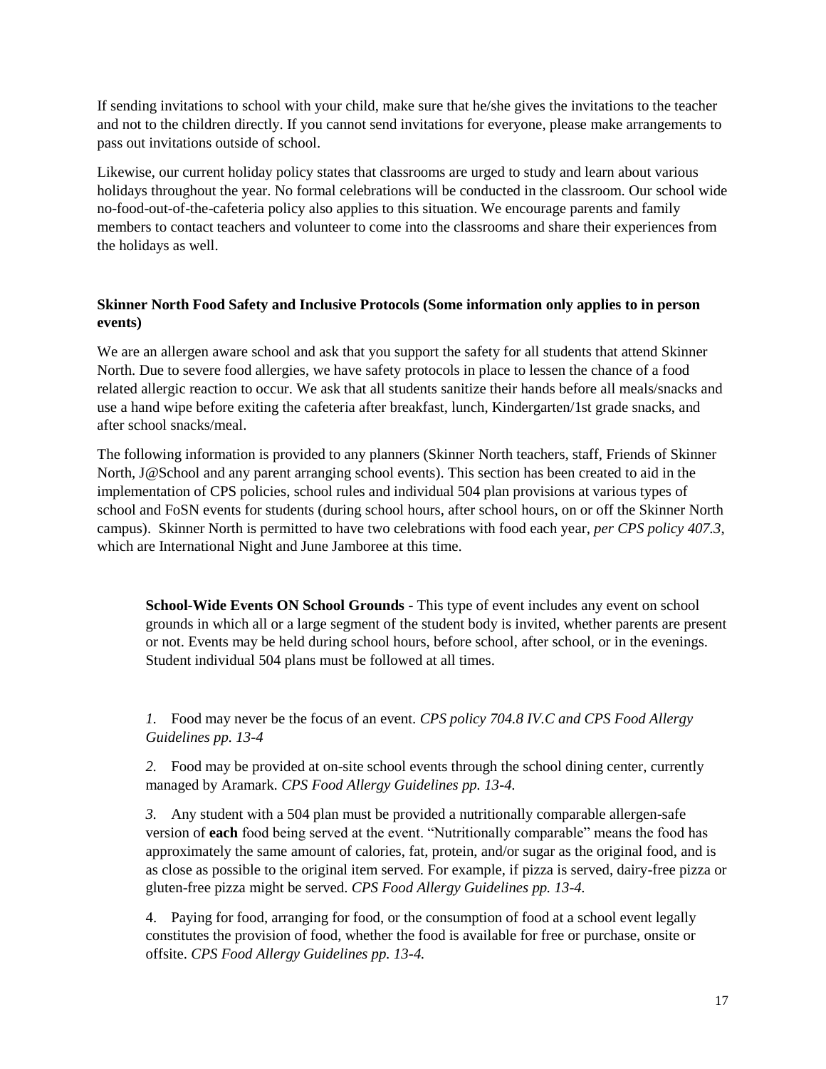If sending invitations to school with your child, make sure that he/she gives the invitations to the teacher and not to the children directly. If you cannot send invitations for everyone, please make arrangements to pass out invitations outside of school.

Likewise, our current holiday policy states that classrooms are urged to study and learn about various holidays throughout the year. No formal celebrations will be conducted in the classroom. Our school wide no-food-out-of-the-cafeteria policy also applies to this situation. We encourage parents and family members to contact teachers and volunteer to come into the classrooms and share their experiences from the holidays as well.

**Skinner North Food Safety and Inclusive Protocols (Some information only applies to in person events)**

We are an allergen aware school and ask that you support the safety for all students that attend Skinner North. Due to severe food allergies, we have safety protocols in place to lessen the chance of a food related allergic reaction to occur. We ask that all students sanitize their hands before all meals/snacks and use a hand wipe before exiting the cafeteria after breakfast, lunch, Kindergarten/1st grade snacks, and after school snacks/meal.

The following information is provided to any planners (Skinner North teachers, staff, Friends of Skinner North, J@School and any parent arranging school events). This section has been created to aid in the implementation of CPS policies, school rules and individual 504 plan provisions at various types of school and FoSN events for students (during school hours, after school hours, on or off the Skinner North campus). Skinner North is permitted to have two celebrations with food each year, *per CPS policy 407.3,* which are International Night and June Jamboree at this time.

> **School-Wide Events ON School Grounds -** This type of event includes any event on school grounds in which all or a large segment of the student body is invited, whether parents are present or not. Events may be held during school hours, before school, after school, or in the evenings. Student individual 504 plans must be followed at all times.
>
> *1.* Food may never be the focus of an event. *CPS policy 704.8 IV.C and CPS Food Allergy Guidelines pp. 13-4*
>
> *2.* Food may be provided at on-site school events through the school dining center, currently managed by Aramark. *CPS Food Allergy Guidelines pp. 13-4.*
>
> *3.* Any student with a 504 plan must be provided a nutritionally comparable allergen-safe version of **each** food being served at the event. "Nutritionally comparable" means the food has approximately the same amount of calories, fat, protein, and/or sugar as the original food, and is as close as possible to the original item served. For example, if pizza is served, dairy-free pizza or gluten-free pizza might be served. *CPS Food Allergy Guidelines pp. 13-4.*
>
> 4. Paying for food, arranging for food, or the consumption of food at a school event legally constitutes the provision of food, whether the food is available for free or purchase, onsite or offsite. *CPS Food Allergy Guidelines pp. 13-4.*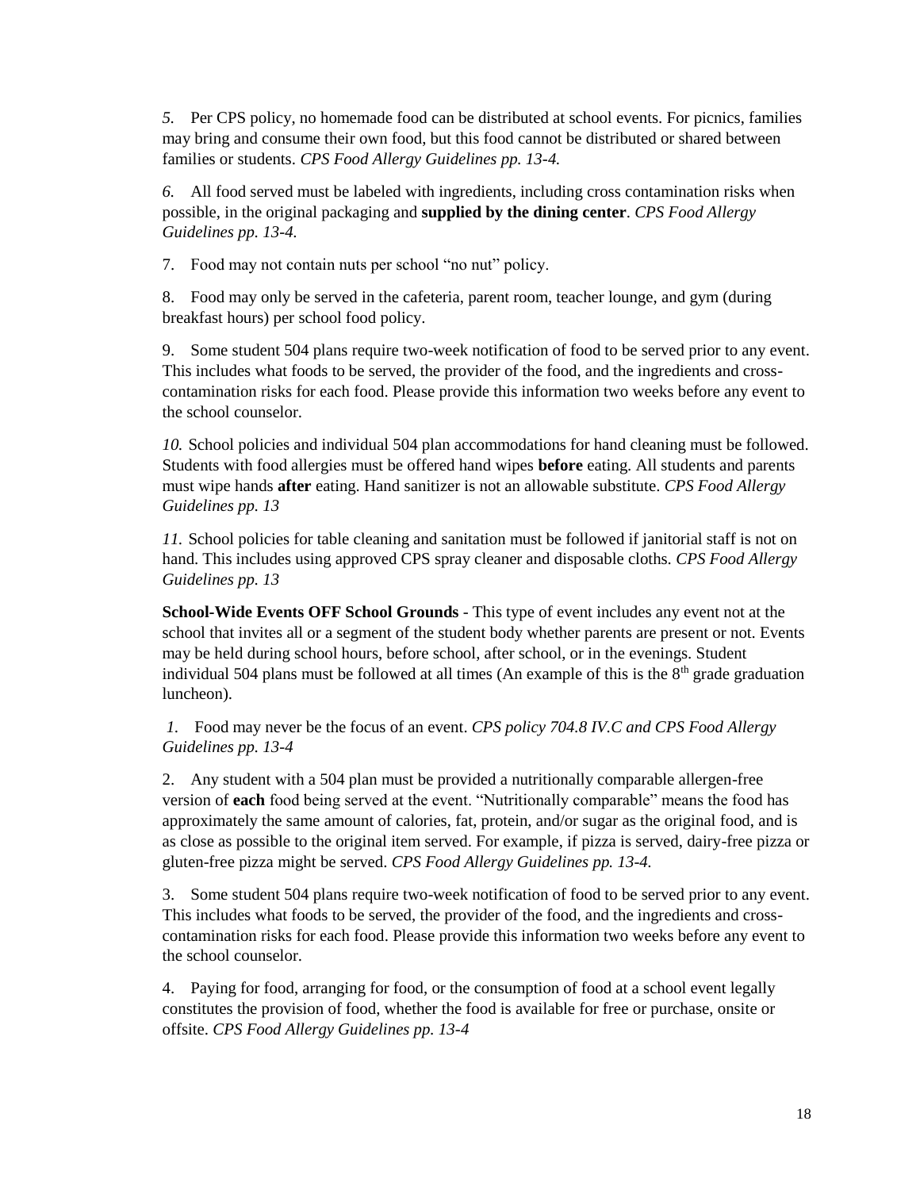*5.* Per CPS policy, no homemade food can be distributed at school events. For picnics, families may bring and consume their own food, but this food cannot be distributed or shared between families or students. *CPS Food Allergy Guidelines pp. 13-4.*

*6.* All food served must be labeled with ingredients, including cross contamination risks when possible, in the original packaging and **supplied by the dining center**. *CPS Food Allergy Guidelines pp. 13-4.*

7. Food may not contain nuts per school "no nut" policy.

8. Food may only be served in the cafeteria, parent room, teacher lounge, and gym (during breakfast hours) per school food policy.

9. Some student 504 plans require two-week notification of food to be served prior to any event. This includes what foods to be served, the provider of the food, and the ingredients and cross-contamination risks for each food. Please provide this information two weeks before any event to the school counselor.

*10.* School policies and individual 504 plan accommodations for hand cleaning must be followed. Students with food allergies must be offered hand wipes **before** eating. All students and parents must wipe hands **after** eating. Hand sanitizer is not an allowable substitute. *CPS Food Allergy Guidelines pp. 13*

*11.* School policies for table cleaning and sanitation must be followed if janitorial staff is not on hand. This includes using approved CPS spray cleaner and disposable cloths. *CPS Food Allergy Guidelines pp. 13*

**School-Wide Events OFF School Grounds** - This type of event includes any event not at the school that invites all or a segment of the student body whether parents are present or not. Events may be held during school hours, before school, after school, or in the evenings. Student individual 504 plans must be followed at all times (An example of this is the 8th grade graduation luncheon).

*1.* Food may never be the focus of an event. *CPS policy 704.8 IV.C and CPS Food Allergy Guidelines pp. 13-4*

2. Any student with a 504 plan must be provided a nutritionally comparable allergen-free version of **each** food being served at the event. "Nutritionally comparable" means the food has approximately the same amount of calories, fat, protein, and/or sugar as the original food, and is as close as possible to the original item served. For example, if pizza is served, dairy-free pizza or gluten-free pizza might be served. *CPS Food Allergy Guidelines pp. 13-4.*

3. Some student 504 plans require two-week notification of food to be served prior to any event. This includes what foods to be served, the provider of the food, and the ingredients and cross-contamination risks for each food. Please provide this information two weeks before any event to the school counselor.

4. Paying for food, arranging for food, or the consumption of food at a school event legally constitutes the provision of food, whether the food is available for free or purchase, onsite or offsite. *CPS Food Allergy Guidelines pp. 13-4*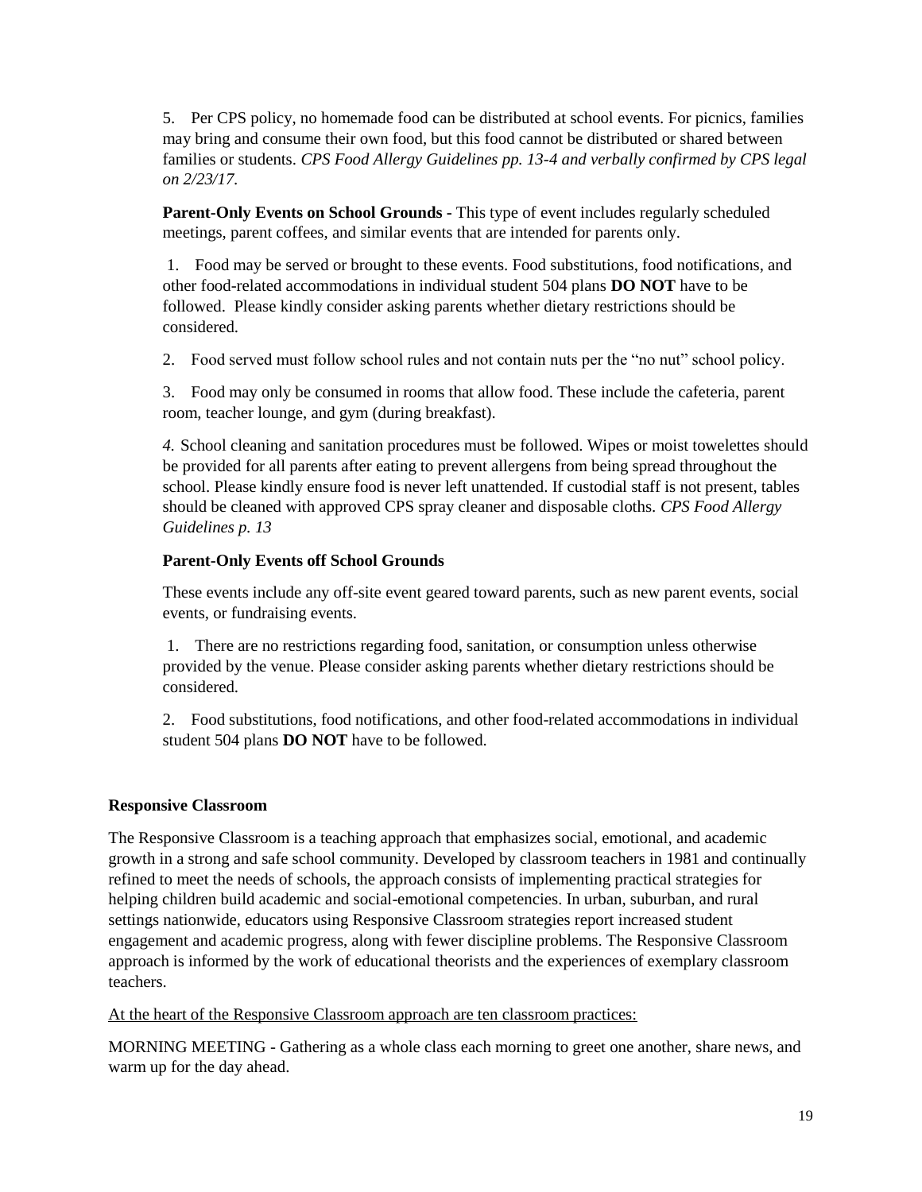5. Per CPS policy, no homemade food can be distributed at school events. For picnics, families may bring and consume their own food, but this food cannot be distributed or shared between families or students. *CPS Food Allergy Guidelines pp. 13-4 and verbally confirmed by CPS legal on 2/23/17*.

**Parent-Only Events on School Grounds -** This type of event includes regularly scheduled meetings, parent coffees, and similar events that are intended for parents only.

1. Food may be served or brought to these events. Food substitutions, food notifications, and other food-related accommodations in individual student 504 plans **DO NOT** have to be followed. Please kindly consider asking parents whether dietary restrictions should be considered.

2. Food served must follow school rules and not contain nuts per the "no nut" school policy.

3. Food may only be consumed in rooms that allow food. These include the cafeteria, parent room, teacher lounge, and gym (during breakfast).

*4.* School cleaning and sanitation procedures must be followed. Wipes or moist towelettes should be provided for all parents after eating to prevent allergens from being spread throughout the school. Please kindly ensure food is never left unattended. If custodial staff is not present, tables should be cleaned with approved CPS spray cleaner and disposable cloths. *CPS Food Allergy Guidelines p. 13*

**Parent-Only Events off School Grounds**

These events include any off-site event geared toward parents, such as new parent events, social events, or fundraising events.

1. There are no restrictions regarding food, sanitation, or consumption unless otherwise provided by the venue. Please consider asking parents whether dietary restrictions should be considered.

2. Food substitutions, food notifications, and other food-related accommodations in individual student 504 plans **DO NOT** have to be followed.

**Responsive Classroom**

The Responsive Classroom is a teaching approach that emphasizes social, emotional, and academic growth in a strong and safe school community. Developed by classroom teachers in 1981 and continually refined to meet the needs of schools, the approach consists of implementing practical strategies for helping children build academic and social-emotional competencies. In urban, suburban, and rural settings nationwide, educators using Responsive Classroom strategies report increased student engagement and academic progress, along with fewer discipline problems. The Responsive Classroom approach is informed by the work of educational theorists and the experiences of exemplary classroom teachers.

<u>At the heart of the Responsive Classroom approach are ten classroom practices:</u>

MORNING MEETING - Gathering as a whole class each morning to greet one another, share news, and warm up for the day ahead.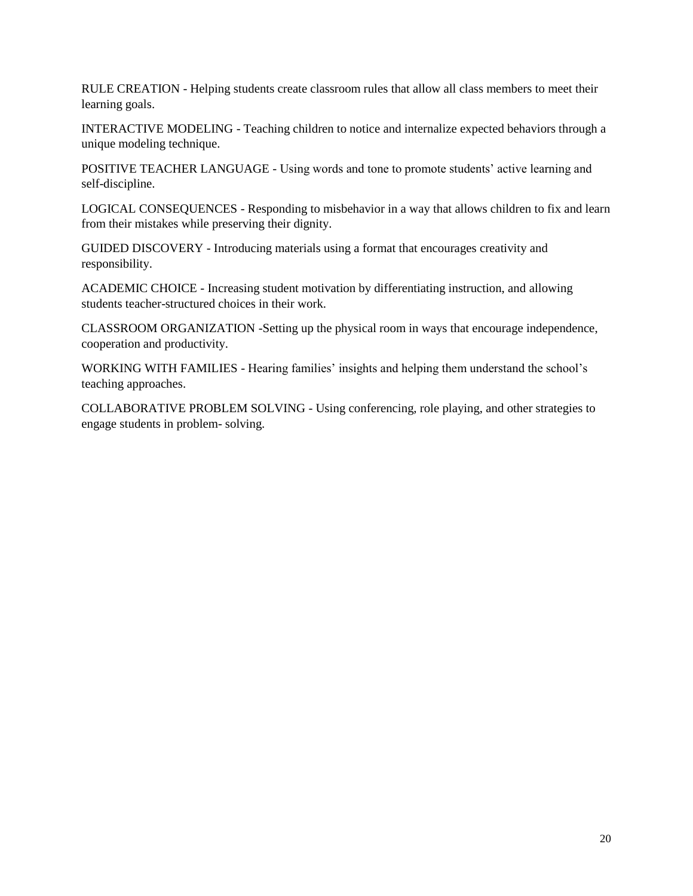RULE CREATION - Helping students create classroom rules that allow all class members to meet their learning goals.

INTERACTIVE MODELING - Teaching children to notice and internalize expected behaviors through a unique modeling technique.

POSITIVE TEACHER LANGUAGE - Using words and tone to promote students' active learning and self-discipline.

LOGICAL CONSEQUENCES - Responding to misbehavior in a way that allows children to fix and learn from their mistakes while preserving their dignity.

GUIDED DISCOVERY - Introducing materials using a format that encourages creativity and responsibility.

ACADEMIC CHOICE - Increasing student motivation by differentiating instruction, and allowing students teacher-structured choices in their work.

CLASSROOM ORGANIZATION -Setting up the physical room in ways that encourage independence, cooperation and productivity.

WORKING WITH FAMILIES - Hearing families' insights and helping them understand the school's teaching approaches.

COLLABORATIVE PROBLEM SOLVING - Using conferencing, role playing, and other strategies to engage students in problem- solving.